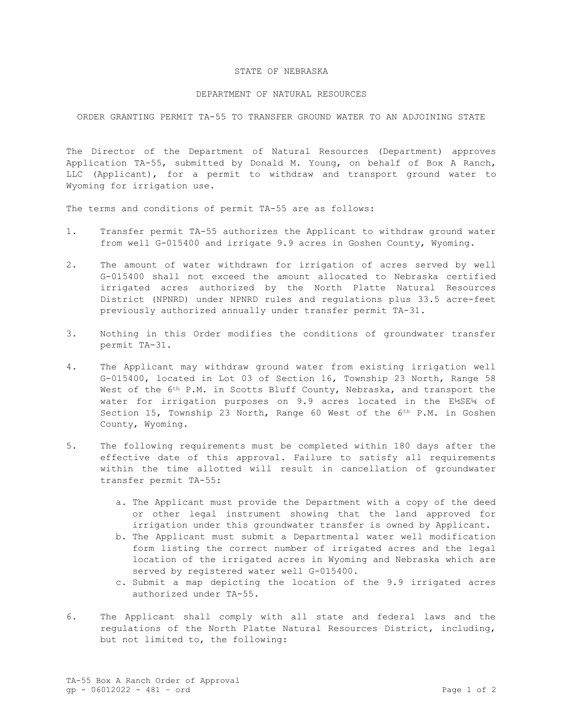# STATE OF NEBRASKA

## DEPARTMENT OF NATURAL RESOURCES

### ORDER GRANTING PERMIT TA-55 TO TRANSFER GROUND WATER TO AN ADJOINING STATE

The Director of the Department of Natural Resources (Department) approves Application TA-55, submitted by Donald M. Young, on behalf of Box A Ranch, LLC (Applicant), for a permit to withdraw and transport ground water to Wyoming for irrigation use.

The terms and conditions of permit TA-55 are as follows:

1. Transfer permit TA-55 authorizes the Applicant to withdraw ground water from well G-015400 and irrigate 9.9 acres in Goshen County, Wyoming.

2. The amount of water withdrawn for irrigation of acres served by well G-015400 shall not exceed the amount allocated to Nebraska certified irrigated acres authorized by the North Platte Natural Resources District (NPNRD) under NPNRD rules and regulations plus 33.5 acre-feet previously authorized annually under transfer permit TA-31.

3. Nothing in this Order modifies the conditions of groundwater transfer permit TA-31.

4. The Applicant may withdraw ground water from existing irrigation well G-015400, located in Lot 03 of Section 16, Township 23 North, Range 58 West of the 6th P.M. in Scotts Bluff County, Nebraska, and transport the water for irrigation purposes on 9.9 acres located in the E½SE¼ of Section 15, Township 23 North, Range 60 West of the 6th P.M. in Goshen County, Wyoming.

5. The following requirements must be completed within 180 days after the effective date of this approval. Failure to satisfy all requirements within the time allotted will result in cancellation of groundwater transfer permit TA-55:

   a. The Applicant must provide the Department with a copy of the deed or other legal instrument showing that the land approved for irrigation under this groundwater transfer is owned by Applicant.
   b. The Applicant must submit a Departmental water well modification form listing the correct number of irrigated acres and the legal location of the irrigated acres in Wyoming and Nebraska which are served by registered water well G-015400.
   c. Submit a map depicting the location of the 9.9 irrigated acres authorized under TA-55.

6. The Applicant shall comply with all state and federal laws and the regulations of the North Platte Natural Resources District, including, but not limited to, the following:

TA-55 Box A Ranch Order of Approval
gp - 06012022 - 481 – ord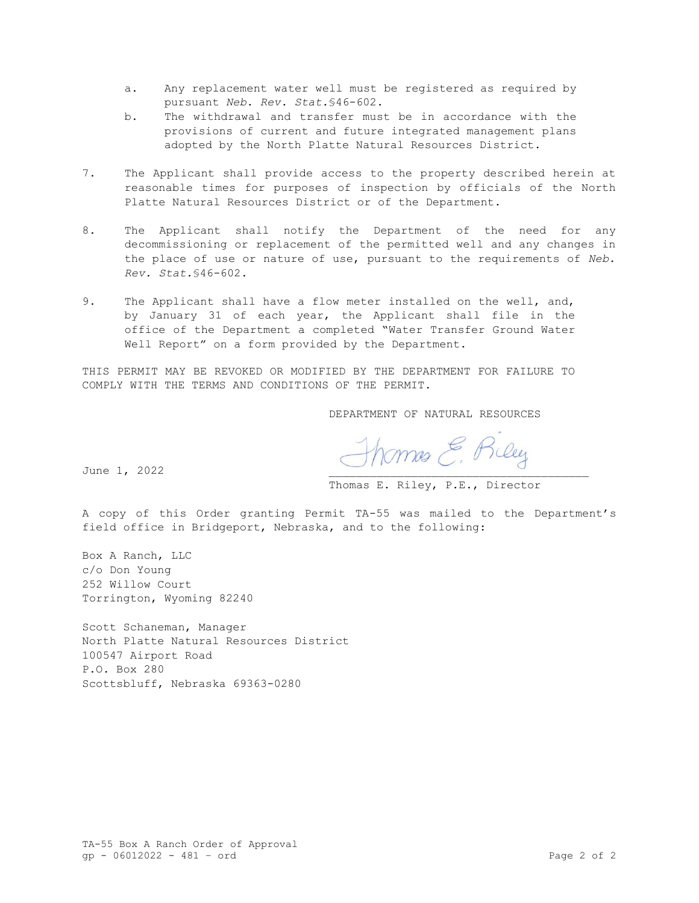a. Any replacement water well must be registered as required by pursuant *Neb. Rev. Stat.*§46-602.
   b. The withdrawal and transfer must be in accordance with the provisions of current and future integrated management plans adopted by the North Platte Natural Resources District.

7. The Applicant shall provide access to the property described herein at reasonable times for purposes of inspection by officials of the North Platte Natural Resources District or of the Department.

8. The Applicant shall notify the Department of the need for any decommissioning or replacement of the permitted well and any changes in the place of use or nature of use, pursuant to the requirements of *Neb. Rev. Stat.*§46-602.

9. The Applicant shall have a flow meter installed on the well, and, by January 31 of each year, the Applicant shall file in the office of the Department a completed "Water Transfer Ground Water Well Report" on a form provided by the Department.

THIS PERMIT MAY BE REVOKED OR MODIFIED BY THE DEPARTMENT FOR FAILURE TO COMPLY WITH THE TERMS AND CONDITIONS OF THE PERMIT.

DEPARTMENT OF NATURAL RESOURCES

June 1, 2022

Thomas E. Riley

Thomas E. Riley, P.E., Director

A copy of this Order granting Permit TA-55 was mailed to the Department's field office in Bridgeport, Nebraska, and to the following:

Box A Ranch, LLC
c/o Don Young
252 Willow Court
Torrington, Wyoming 82240

Scott Schaneman, Manager
North Platte Natural Resources District
100547 Airport Road
P.O. Box 280
Scottsbluff, Nebraska 69363-0280

TA-55 Box A Ranch Order of Approval
gp - 06012022 - 481 – ord